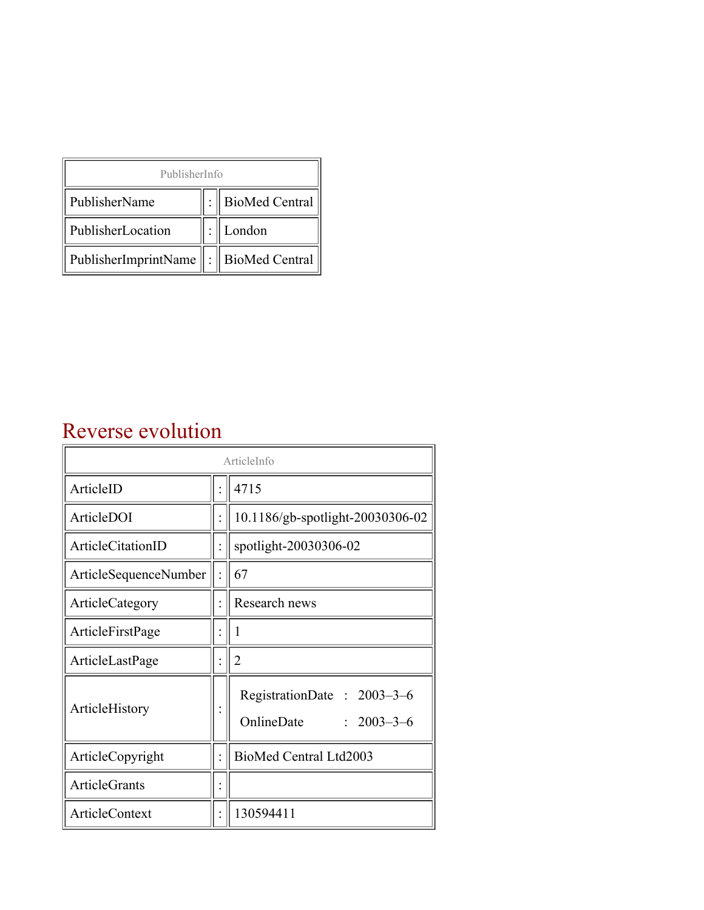| PublisherInfo | | |
|---|---|---|
| PublisherName | : | BioMed Central |
| PublisherLocation | : | London |
| PublisherImprintName | : | BioMed Central |

# Reverse evolution

| ArticleInfo | | |
|---|---|---|
| ArticleID | : | 4715 |
| ArticleDOI | : | 10.1186/gb-spotlight-20030306-02 |
| ArticleCitationID | : | spotlight-20030306-02 |
| ArticleSequenceNumber | : | 67 |
| ArticleCategory | : | Research news |
| ArticleFirstPage | : | 1 |
| ArticleLastPage | : | 2 |
| ArticleHistory | : | RegistrationDate : 2003–3–6<br>OnlineDate : 2003–3–6 |
| ArticleCopyright | : | BioMed Central Ltd2003 |
| ArticleGrants | : | |
| ArticleContext | : | 130594411 |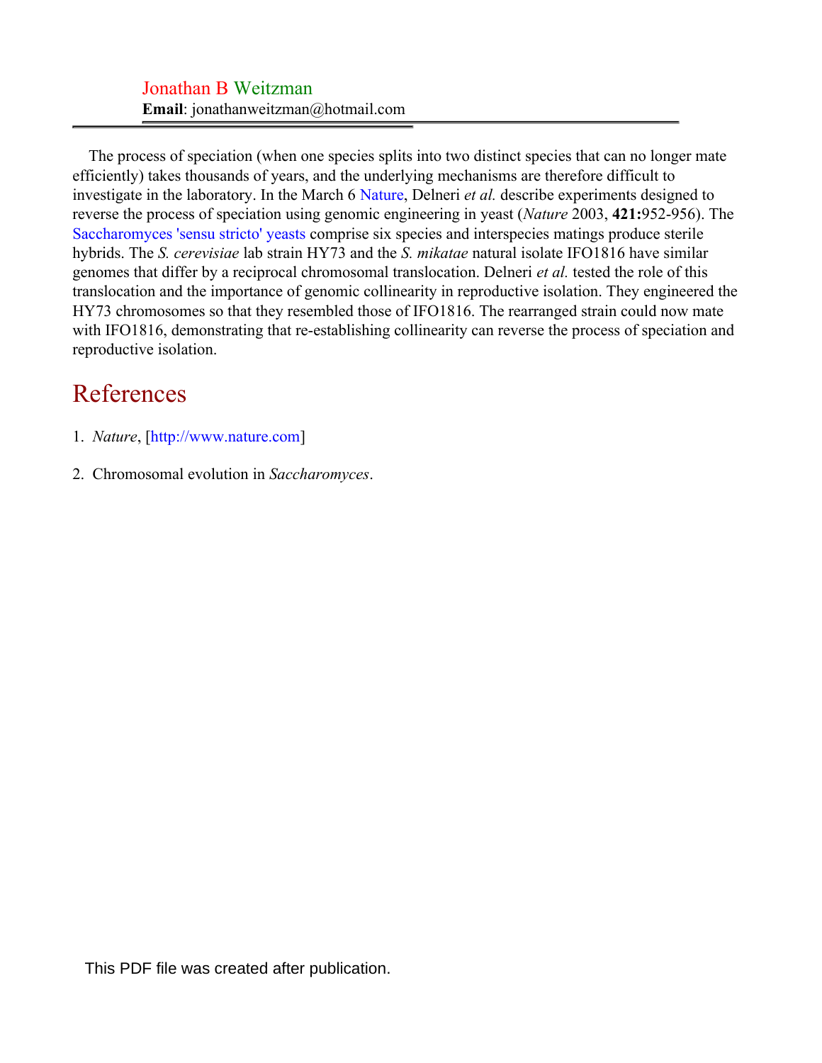Jonathan B Weitzman
**Email**: jonathanweitzman@hotmail.com

The process of speciation (when one species splits into two distinct species that can no longer mate efficiently) takes thousands of years, and the underlying mechanisms are therefore difficult to investigate in the laboratory. In the March 6 Nature, Delneri *et al.* describe experiments designed to reverse the process of speciation using genomic engineering in yeast (*Nature* 2003, **421:**952-956). The Saccharomyces 'sensu stricto' yeasts comprise six species and interspecies matings produce sterile hybrids. The *S. cerevisiae* lab strain HY73 and the *S. mikatae* natural isolate IFO1816 have similar genomes that differ by a reciprocal chromosomal translocation. Delneri *et al.* tested the role of this translocation and the importance of genomic collinearity in reproductive isolation. They engineered the HY73 chromosomes so that they resembled those of IFO1816. The rearranged strain could now mate with IFO1816, demonstrating that re-establishing collinearity can reverse the process of speciation and reproductive isolation.

# References

1. *Nature*, [http://www.nature.com]

2. Chromosomal evolution in *Saccharomyces*.

This PDF file was created after publication.